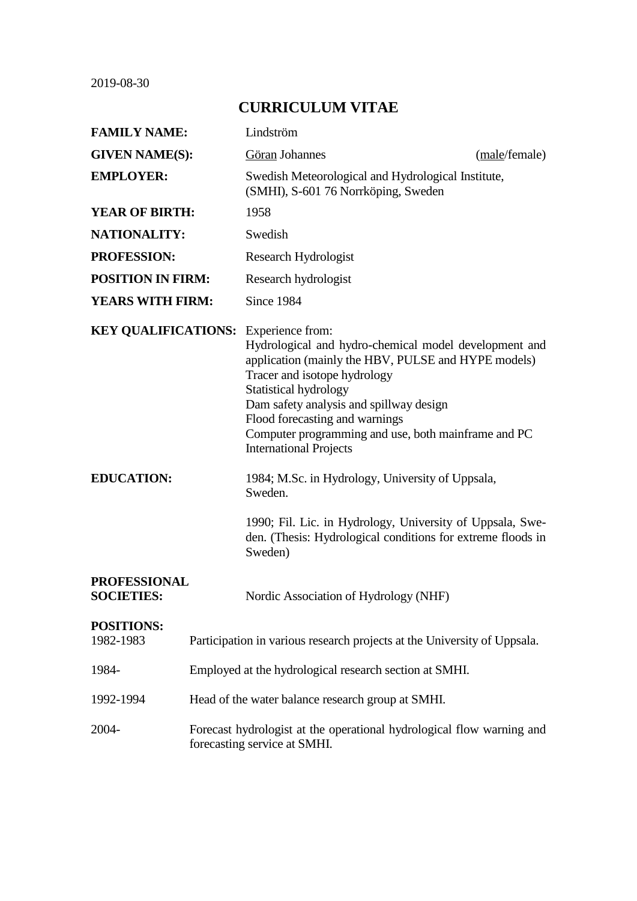2019-08-30

# CURRICULUM VITAE

**FAMILY NAME:** Lindström

**GIVEN NAME(S):** Göran Johannes (male/female)

**EMPLOYER:** Swedish Meteorological and Hydrological Institute, (SMHI), S-601 76 Norrköping, Sweden

**YEAR OF BIRTH:** 1958

**NATIONALITY:** Swedish

**PROFESSION:** Research Hydrologist

**POSITION IN FIRM:** Research hydrologist

**YEARS WITH FIRM:** Since 1984

**KEY QUALIFICATIONS:** Experience from:
Hydrological and hydro-chemical model development and application (mainly the HBV, PULSE and HYPE models)
Tracer and isotope hydrology
Statistical hydrology
Dam safety analysis and spillway design
Flood forecasting and warnings
Computer programming and use, both mainframe and PC
International Projects

**EDUCATION:** 1984; M.Sc. in Hydrology, University of Uppsala, Sweden.

1990; Fil. Lic. in Hydrology, University of Uppsala, Sweden. (Thesis: Hydrological conditions for extreme floods in Sweden)

**PROFESSIONAL SOCIETIES:** Nordic Association of Hydrology (NHF)

**POSITIONS:**

1982-1983 Participation in various research projects at the University of Uppsala.

1984- Employed at the hydrological research section at SMHI.

1992-1994 Head of the water balance research group at SMHI.

2004- Forecast hydrologist at the operational hydrological flow warning and forecasting service at SMHI.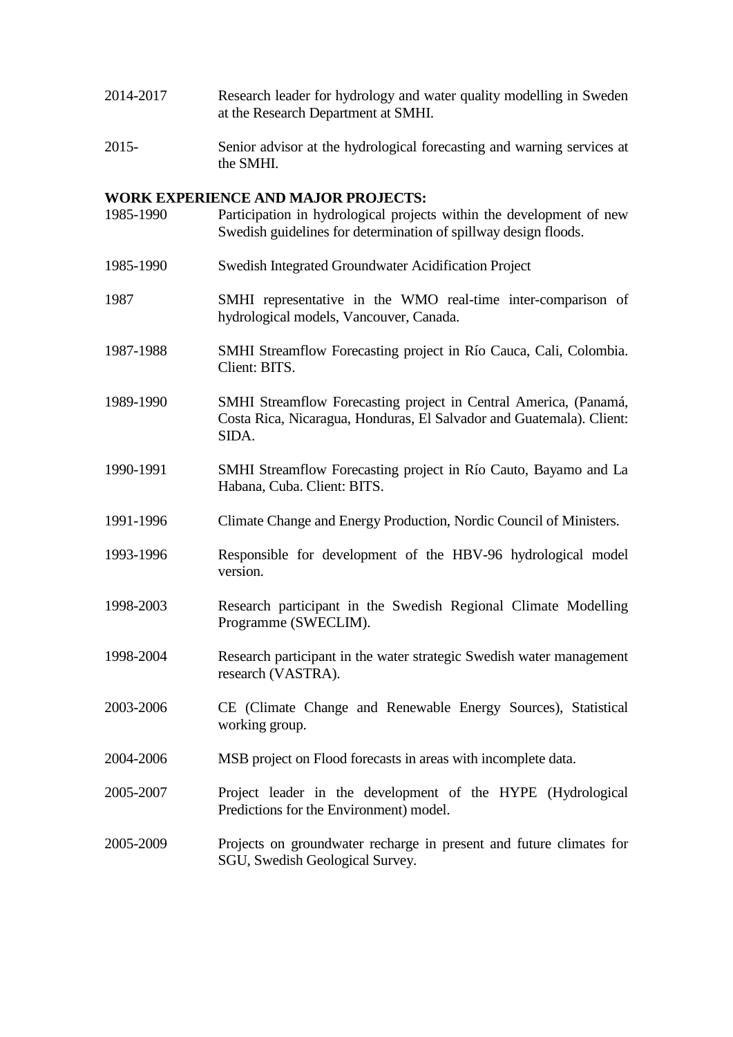| | |
|---|---|
| 2014-2017 | Research leader for hydrology and water quality modelling in Sweden at the Research Department at SMHI. |
| 2015- | Senior advisor at the hydrological forecasting and warning services at the SMHI. |

**WORK EXPERIENCE AND MAJOR PROJECTS:**

| | |
|---|---|
| 1985-1990 | Participation in hydrological projects within the development of new Swedish guidelines for determination of spillway design floods. |
| 1985-1990 | Swedish Integrated Groundwater Acidification Project |
| 1987 | SMHI representative in the WMO real-time inter-comparison of hydrological models, Vancouver, Canada. |
| 1987-1988 | SMHI Streamflow Forecasting project in Río Cauca, Cali, Colombia. Client: BITS. |
| 1989-1990 | SMHI Streamflow Forecasting project in Central America, (Panamá, Costa Rica, Nicaragua, Honduras, El Salvador and Guatemala). Client: SIDA. |
| 1990-1991 | SMHI Streamflow Forecasting project in Río Cauto, Bayamo and La Habana, Cuba. Client: BITS. |
| 1991-1996 | Climate Change and Energy Production, Nordic Council of Ministers. |
| 1993-1996 | Responsible for development of the HBV-96 hydrological model version. |
| 1998-2003 | Research participant in the Swedish Regional Climate Modelling Programme (SWECLIM). |
| 1998-2004 | Research participant in the water strategic Swedish water management research (VASTRA). |
| 2003-2006 | CE (Climate Change and Renewable Energy Sources), Statistical working group. |
| 2004-2006 | MSB project on Flood forecasts in areas with incomplete data. |
| 2005-2007 | Project leader in the development of the HYPE (Hydrological Predictions for the Environment) model. |
| 2005-2009 | Projects on groundwater recharge in present and future climates for SGU, Swedish Geological Survey. |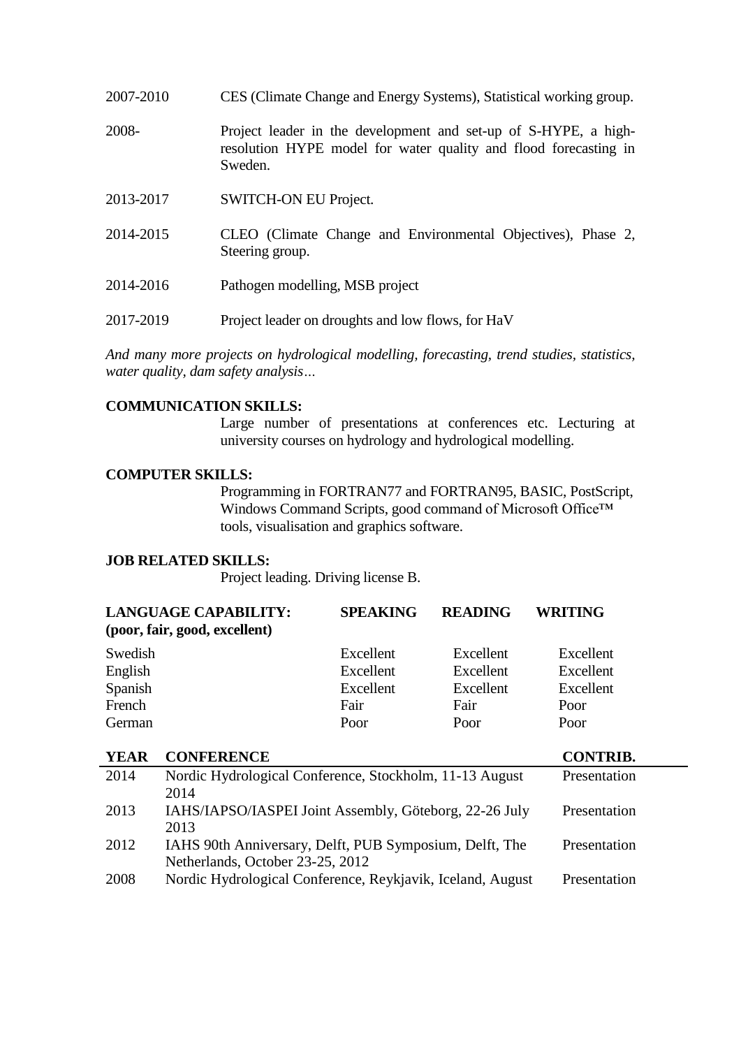2007-2010 CES (Climate Change and Energy Systems), Statistical working group.

2008- Project leader in the development and set-up of S-HYPE, a high-resolution HYPE model for water quality and flood forecasting in Sweden.

2013-2017 SWITCH-ON EU Project.

2014-2015 CLEO (Climate Change and Environmental Objectives), Phase 2, Steering group.

2014-2016 Pathogen modelling, MSB project

2017-2019 Project leader on droughts and low flows, for HaV

*And many more projects on hydrological modelling, forecasting, trend studies, statistics, water quality, dam safety analysis…*

**COMMUNICATION SKILLS:**

Large number of presentations at conferences etc. Lecturing at university courses on hydrology and hydrological modelling.

**COMPUTER SKILLS:**

Programming in FORTRAN77 and FORTRAN95, BASIC, PostScript, Windows Command Scripts, good command of Microsoft Office™ tools, visualisation and graphics software.

**JOB RELATED SKILLS:**

Project leading. Driving license B.

| **LANGUAGE CAPABILITY: (poor, fair, good, excellent)** | **SPEAKING** | **READING** | **WRITING** |
|---|---|---|---|
| Swedish | Excellent | Excellent | Excellent |
| English | Excellent | Excellent | Excellent |
| Spanish | Excellent | Excellent | Excellent |
| French | Fair | Fair | Poor |
| German | Poor | Poor | Poor |

| **YEAR** | **CONFERENCE** | **CONTRIB.** |
|---|---|---|
| 2014 | Nordic Hydrological Conference, Stockholm, 11-13 August 2014 | Presentation |
| 2013 | IAHS/IAPSO/IASPEI Joint Assembly, Göteborg, 22-26 July 2013 | Presentation |
| 2012 | IAHS 90th Anniversary, Delft, PUB Symposium, Delft, The Netherlands, October 23-25, 2012 | Presentation |
| 2008 | Nordic Hydrological Conference, Reykjavik, Iceland, August | Presentation |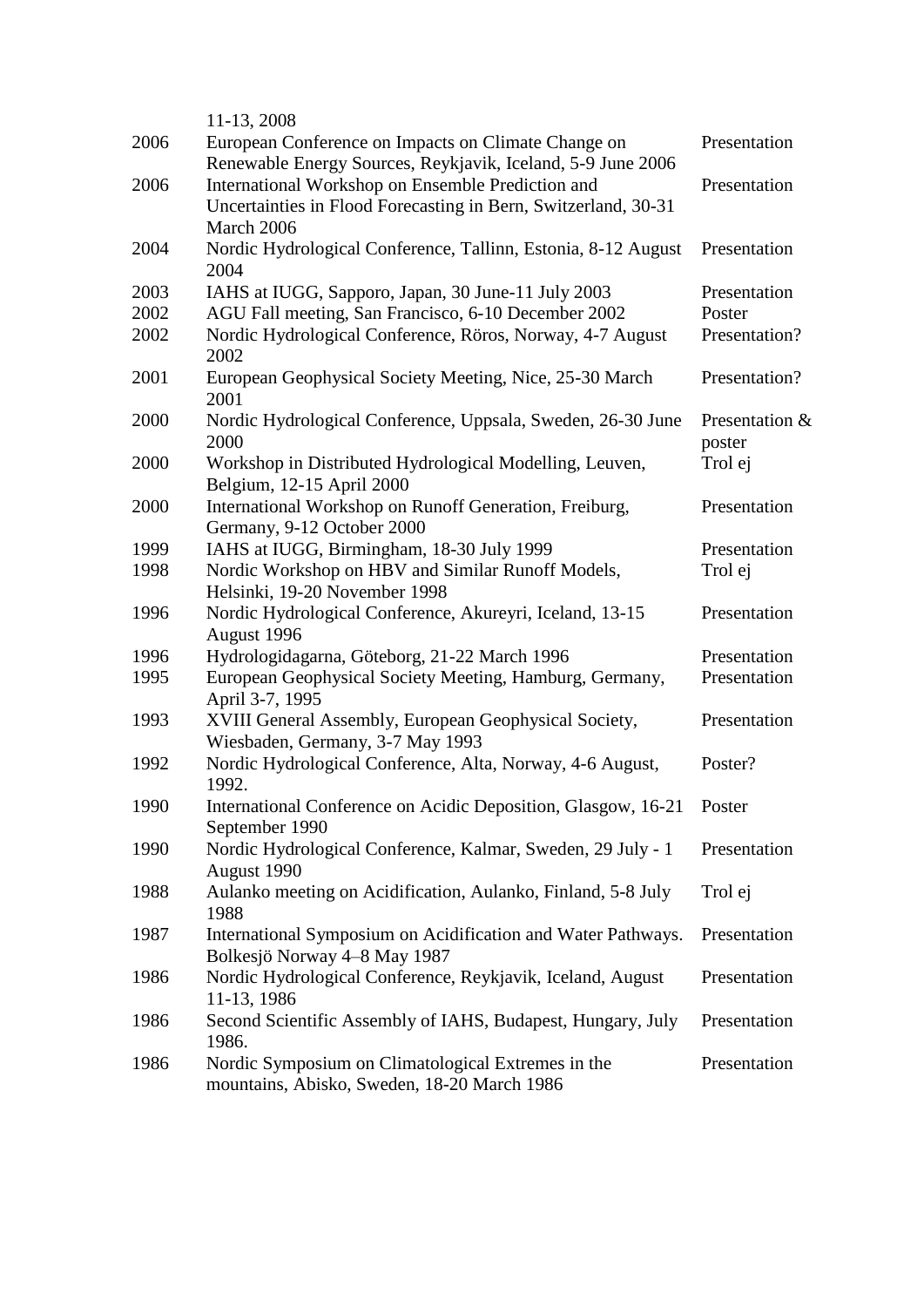| | 11-13, 2008 | |
|---|---|---|
| 2006 | European Conference on Impacts on Climate Change on Renewable Energy Sources, Reykjavik, Iceland, 5-9 June 2006 | Presentation |
| 2006 | International Workshop on Ensemble Prediction and Uncertainties in Flood Forecasting in Bern, Switzerland, 30-31 March 2006 | Presentation |
| 2004 | Nordic Hydrological Conference, Tallinn, Estonia, 8-12 August 2004 | Presentation |
| 2003 | IAHS at IUGG, Sapporo, Japan, 30 June-11 July 2003 | Presentation |
| 2002 | AGU Fall meeting, San Francisco, 6-10 December 2002 | Poster |
| 2002 | Nordic Hydrological Conference, Röros, Norway, 4-7 August 2002 | Presentation? |
| 2001 | European Geophysical Society Meeting, Nice, 25-30 March 2001 | Presentation? |
| 2000 | Nordic Hydrological Conference, Uppsala, Sweden, 26-30 June 2000 | Presentation & poster |
| 2000 | Workshop in Distributed Hydrological Modelling, Leuven, Belgium, 12-15 April 2000 | Trol ej |
| 2000 | International Workshop on Runoff Generation, Freiburg, Germany, 9-12 October 2000 | Presentation |
| 1999 | IAHS at IUGG, Birmingham, 18-30 July 1999 | Presentation |
| 1998 | Nordic Workshop on HBV and Similar Runoff Models, Helsinki, 19-20 November 1998 | Trol ej |
| 1996 | Nordic Hydrological Conference, Akureyri, Iceland, 13-15 August 1996 | Presentation |
| 1996 | Hydrologidagarna, Göteborg, 21-22 March 1996 | Presentation |
| 1995 | European Geophysical Society Meeting, Hamburg, Germany, April 3-7, 1995 | Presentation |
| 1993 | XVIII General Assembly, European Geophysical Society, Wiesbaden, Germany, 3-7 May 1993 | Presentation |
| 1992 | Nordic Hydrological Conference, Alta, Norway, 4-6 August, 1992. | Poster? |
| 1990 | International Conference on Acidic Deposition, Glasgow, 16-21 September 1990 | Poster |
| 1990 | Nordic Hydrological Conference, Kalmar, Sweden, 29 July - 1 August 1990 | Presentation |
| 1988 | Aulanko meeting on Acidification, Aulanko, Finland, 5-8 July 1988 | Trol ej |
| 1987 | International Symposium on Acidification and Water Pathways. Bolkesjö Norway 4–8 May 1987 | Presentation |
| 1986 | Nordic Hydrological Conference, Reykjavik, Iceland, August 11-13, 1986 | Presentation |
| 1986 | Second Scientific Assembly of IAHS, Budapest, Hungary, July 1986. | Presentation |
| 1986 | Nordic Symposium on Climatological Extremes in the mountains, Abisko, Sweden, 18-20 March 1986 | Presentation |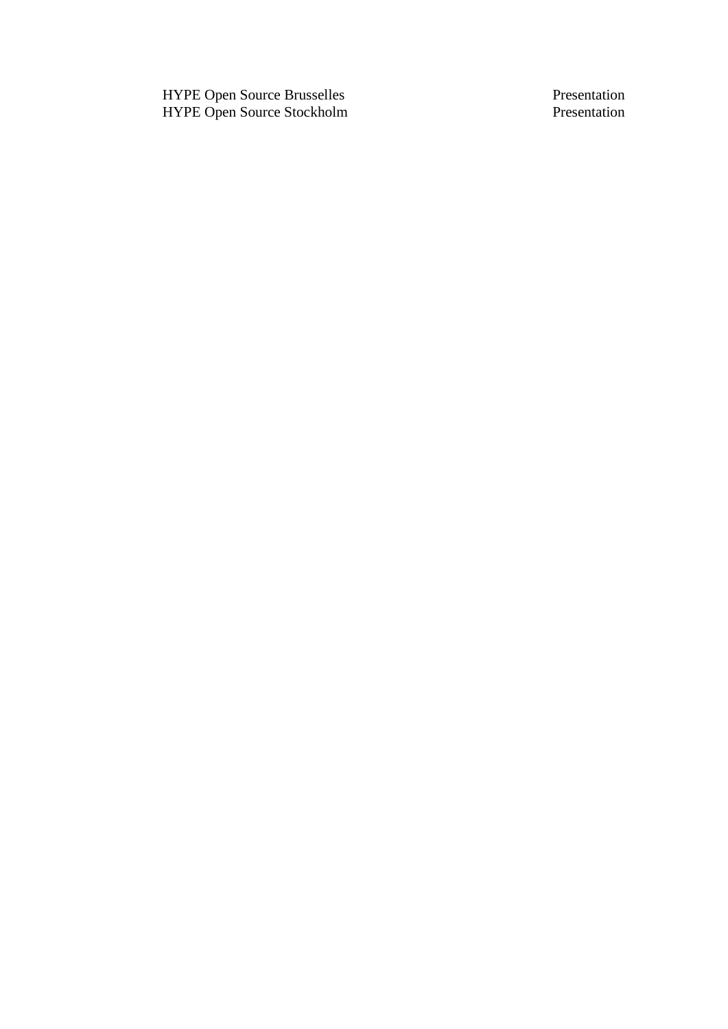| | |
|---|---|
| HYPE Open Source Brusselles | Presentation |
| HYPE Open Source Stockholm | Presentation |